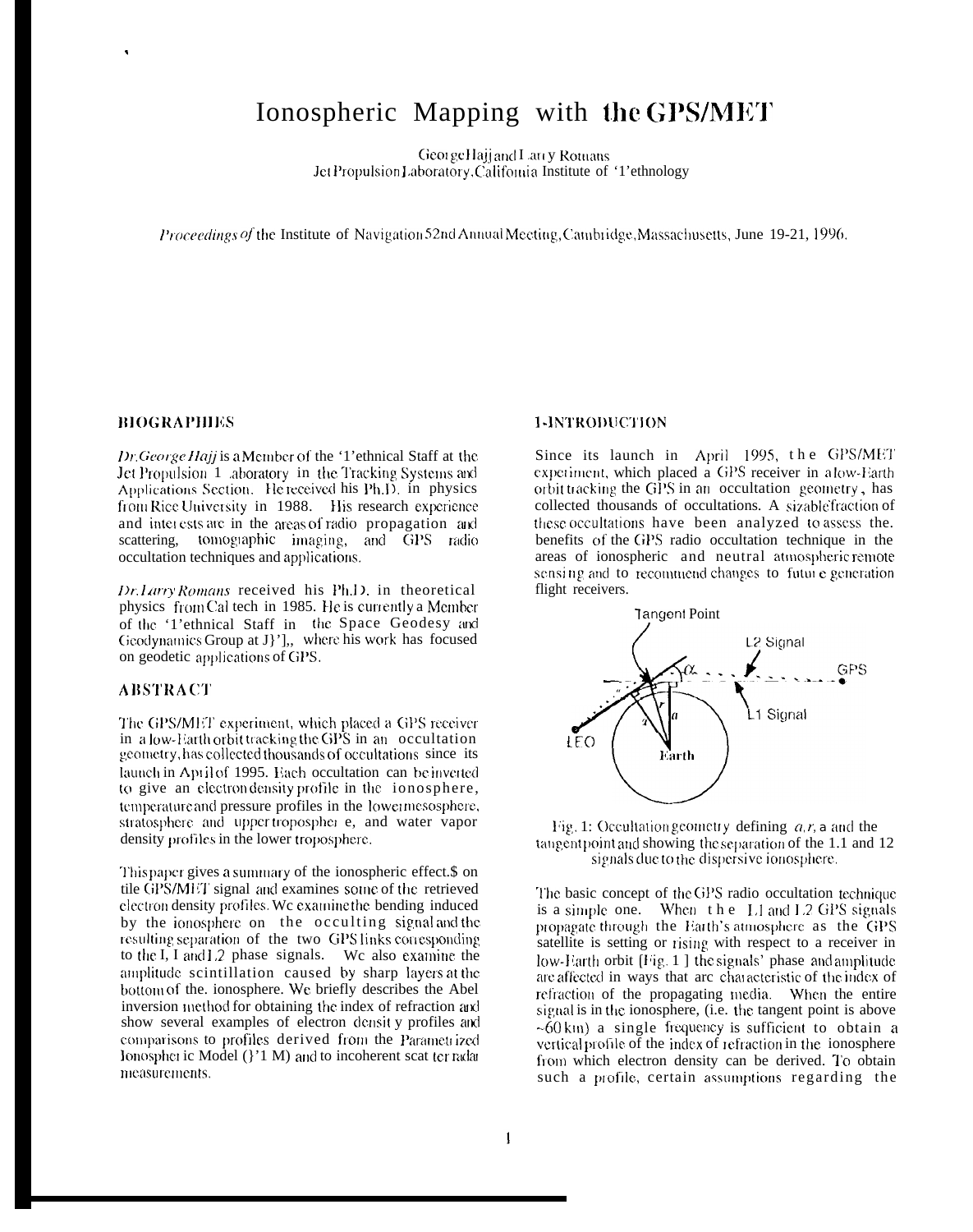# Ionospheric Mapping with the GPS/MET

George Hajj and Larry Romans
Jet Propulsion Laboratory, California Institute of Technology

*Proceedings of* the Institute of Navigation 52nd Annual Meeting, Cambridge, Massachusetts, June 19-21, 1996.

## BIOGRAPHIES

*Dr. George Hajj* is a Member of the Technical Staff at the Jet Propulsion Laboratory in the Tracking Systems and Applications Section. He received his Ph.D. in physics from Rice University in 1988. His research experience and interests are in the areas of radio propagation and scattering, tomographic imaging, and GPS radio occultation techniques and applications.

*Dr. Larry Romans* received his Ph.D. in theoretical physics from Caltech in 1985. He is currently a Member of the Technical Staff in the Space Geodesy and Geodynamics Group at JPL, where his work has focused on geodetic applications of GPS.

## ABSTRACT

The GPS/MET experiment, which placed a GPS receiver in a low-Earth orbit tracking the GPS in an occultation geometry, has collected thousands of occultations since its launch in April of 1995. Each occultation can be inverted to give an electron density profile in the ionosphere, temperature and pressure profiles in the lower mesosphere, stratosphere and upper troposphere, and water vapor density profiles in the lower troposphere.

This paper gives a summary of the ionospheric effects on the GPS/MET signal and examines some of the retrieved electron density profiles. We examine the bending induced by the ionosphere on the occulting signal and the resulting separation of the two GPS links corresponding to the L1 and L2 phase signals. We also examine the amplitude scintillation caused by sharp layers at the bottom of the ionosphere. We briefly describes the Abel inversion method for obtaining the index of refraction and show several examples of electron density profiles and comparisons to profiles derived from the Parametrized Ionospheric Model (PIM) and to incoherent scatter radar measurements.

## 1-INTRODUCTION

Since its launch in April 1995, the GPS/MET experiment, which placed a GPS receiver in a low-Earth orbit tracking the GPS in an occultation geometry, has collected thousands of occultations. A sizable fraction of these occultations have been analyzed to assess the benefits of the GPS radio occultation technique in the areas of ionospheric and neutral atmospheric remote sensing and to recommend changes to future generation flight receivers.

Fig. 1: Occultation geometry defining $\alpha, r$, a and the tangent point and showing the separation of the L1 and L2 signals due to the dispersive ionosphere.

The basic concept of the GPS radio occultation technique is a simple one. When the L1 and L2 GPS signals propagate through the Earth's atmosphere as the GPS satellite is setting or rising with respect to a receiver in low-Earth orbit [Fig. 1] the signals' phase and amplitude are affected in ways that are characteristic of the index of refraction of the propagating media. When the entire signal is in the ionosphere, (i.e. the tangent point is above ~60 km) a single frequency is sufficient to obtain a vertical profile of the index of refraction in the ionosphere from which electron density can be derived. To obtain such a profile, certain assumptions regarding the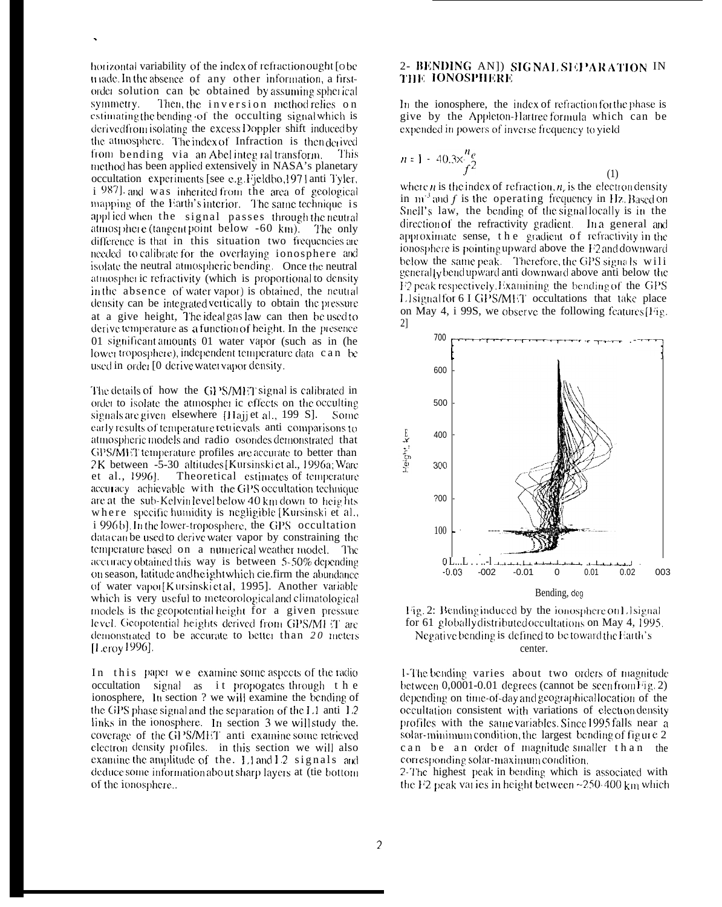horizontal variability of the index of refraction ought [o be made. In the absence of any other information, a first-order solution can be obtained by assuming spherical symmetry. Then, the inversion method relies on estimating the bending of the occulting signal which is derived from isolating the excess Doppler shift induced by the atmosphere. The index of Infraction is then derived from bending via an Abel integral transform. This method has been applied extensively in NASA's planetary occultation experiments [see e.g. Fjeldbo, 1971 anti Tyler, i 987]. and was inherited from the area of geological mapping of the Earth's interior. The same technique is applied when the signal passes through the neutral atmosphere (tangent point below -60 km). The only difference is that in this situation two frequencies are needed to calibrate for the overlaying ionosphere and isolate the neutral atmospheric bending. Once the neutral atmospheric refractivity (which is proportional to density in the absence of water vapor) is obtained, the neutral density can be integrated vertically to obtain the pressure at a give height, The ideal gas law can then be used to derive temperature as a function of height. In the presence 01 significant amounts 01 water vapor (such as in (he lower troposphere), independent temperature data can be used in order [0 derive water vapor density.

The details of how the GPS/MET signal is calibrated in order to isolate the atmospheric effects on the occulting signals are given elsewhere [Hajj et al., 199 S]. Some early results of temperature retrievals anti comparisons to atmospheric models and radio osondes demonstrated that GPS/MET temperature profiles are accurate to better than 2K between -5-30 altitudes [Kursinski et al., 1996a; Ware et al., 1996]. Theoretical estimates of temperature accuracy achievable with the GPS occultation technique are at the sub-Kelvin level below 40 km down to heights where specific humidity is negligible [Kursinski et al., i 996b]. In the lower-troposphere, the GPS occultation data can be used to derive water vapor by constraining the temperature based on a numerical weather model. The accuracy obtained this way is between 5-50% depending on season, latitude and height which cie.firm the abundance of water vapor [Kursinski et al, 1995]. Another variable which is very useful to meteorological and climatological models is the geopotential height for a given pressure level. Geopotential heights derived from GPS/MET are demonstrated to be accurate to better than *20* meters [Leroy 1996].

In this paper we examine some aspects of the radio occultation signal as it propogates through the ionosphere, In section ? we will examine the bending of the GPS phase signal and the separation of the L1 anti L2 links in the ionosphere. In section 3 we will study the coverage of the GPS/MET anti examine some retrieved electron density profiles. in this section we will also examine the amplitude of the. L1 and L2 signals and deduce some information about sharp layers at (tie bottom of the ionosphere..

## 2- BENDING AND SIGNAL SEPARATION IN THE IONOSPHERE

In the ionosphere, the index of refraction for the phase is give by the Appleton-Hartree formula which can be expended in powers of inverse frequency to yield

$$n = 1 - 40.3 \times \frac{n_e}{f^2} \tag{1}$$

where $n$ is the index of refraction, $n_e$ is the electron density in $m^{-3}$ and $f$ is the operating frequency in Hz. Based on Snell's law, the bending of the signal locally is in the direction of the refractivity gradient. In a general and approximate sense, the gradient of refractivity in the ionosphere is pointing upward above the F2 and downward below the same peak. Therefore, the GPS signals will generally bend upward anti downward above anti below the F2 peak respectively. Examining the bending of the GPS L1 signal for 6 I GPS/MET occultations that take place on May 4, i 99S, we observe the following features [Fig. 2]

Fig. 2: Bending induced by the ionosphere on L1 signal for 61 globally distributed occultations on May 4, 1995. Negative bending is defined to be toward the Earth's center.

1-The bending varies about two orders of magnitude between 0,0001-0.01 degrees (cannot be seen from Fig. 2) depending on time-of-day and geographical location of the occultation consistent with variations of electron density profiles with the same variables. Since 1995 falls near a solar-minimum condition, the largest bending of figure 2 can be an order of magnitude smaller than the corresponding solar-maximum condition.

2-The highest peak in bending which is associated with the F2 peak varies in height between ~250-400 km which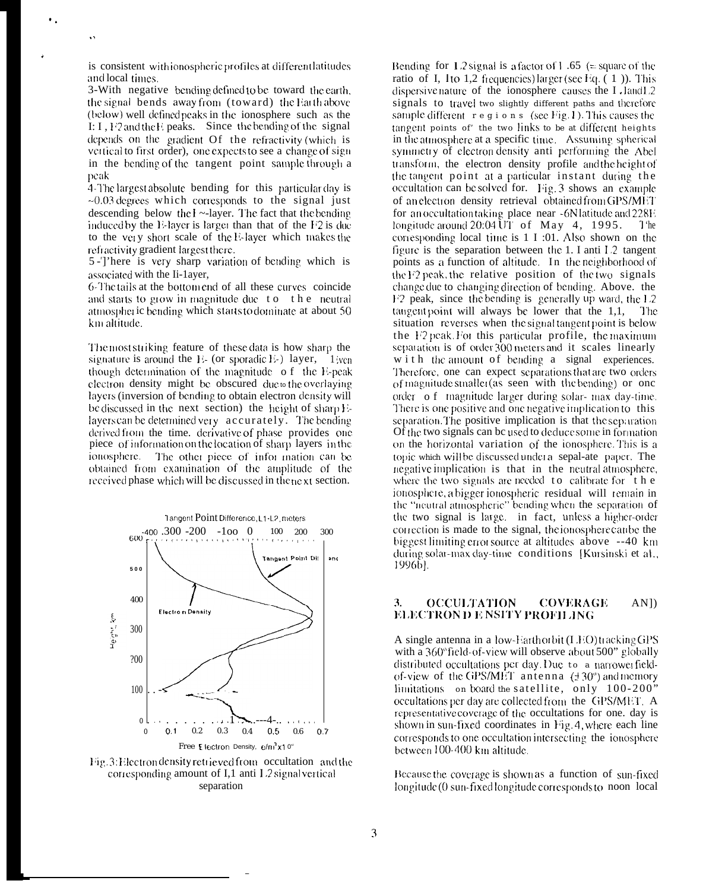is consistent with ionospheric profiles at different latitudes and local times.

3-With negative bending defined to be toward the earth, the signal bends away from (toward) the Earth above (below) well defined peaks in the ionosphere such as the F1, F2 and the E peaks. Since the bending of the signal depends on the gradient of the refractivity (which is vertical to first order), one expects to see a change of sign in the bending of the tangent point sample through a peak

4-The largest absolute bending for this particular day is ~0.03 degrees which corresponds to the signal just descending below the E-layer. The fact that the bending induced by the E-layer is larger than that of the F2 is due to the very short scale of the E-layer which makes the refractivity gradient largest there.

5-There is very sharp variation of bending which is associated with the E-layer,

6-The tails at the bottom end of all these curves coincide and starts to grow in magnitude due to the neutral atmospheric bending which starts to dominate at about 50 km altitude.

The most striking feature of these data is how sharp the signature is around the E- (or sporadic E-) layer, Even though determination of the magnitude of the E-peak electron density might be obscured due to the overlaying layers (inversion of bending to obtain electron density will be discussed in the next section) the height of sharp E-layers can be determined very accurately. The bending derived from the time derivative of phase provides one piece of information on the location of sharp layers in the ionosphere. The other piece of information can be obtained from examination of the amplitude of the received phase which will be discussed in the next section.

Fig. 3: Electron density retrieved from occultation and the corresponding amount of L1 and L2 signal vertical separation

Bending for L2 signal is a factor of 1.65 (= square of the ratio of L1 to L2 frequencies) larger (see Eq. (1)). This dispersive nature of the ionosphere causes the L1 and L2 signals to travel two slightly different paths and therefore sample different regions (see Fig. 1). This causes the tangent points of the two links to be at different heights in the atmosphere at a specific time. Assuming spherical symmetry of electron density and performing the Abel transform, the electron density profile and the height of the tangent point at a particular instant during the occultation can be solved for. Fig. 3 shows an example of an electron density retrieval obtained from GPS/MET for an occultation taking place near -6N latitude and 228E longitude around 20:04 UT of May 4, 1995. The corresponding local time is 11:01. Also shown on the figure is the separation between the L1 and L2 tangent points as a function of altitude. In the neighborhood of the F2 peak, the relative position of the two signals change due to changing direction of bending. Above the F2 peak, since the bending is generally upward, the L2 tangent point will always be lower that the L1. The situation reverses when the signal tangent point is below the F2 peak. For this particular profile, the maximum separation is of order 300 meters and it scales linearly with the amount of bending a signal experiences. Therefore, one can expect separations that are two orders of magnitude smaller (as seen with the bending) or one order of magnitude larger during solar-max day-time. There is one positive and one negative implication to this separation. The positive implication is that the separation of the two signals can be used to deduce some information on the horizontal variation of the ionosphere. This is a topic which will be discussed under a separate paper. The negative implication is that in the neutral atmosphere, where the two signals are needed to calibrate for the ionosphere, a bigger ionospheric residual will remain in the "neutral atmospheric" bending when the separation of the two signal is large. In fact, unless a higher-order correction is made to the signal, the ionosphere can be the biggest limiting error source at altitudes above ~40 km during solar-max day-time conditions [Kursinski et al., 1996b].

## 3. OCCULTATION COVERAGE AND ELECTRON DENSITY PROFILING

A single antenna in a low-Earth orbit (LEO) tracking GPS with a 360° field-of-view will observe about 500 globally distributed occultations per day. Due to a narrower field-of-view of the GPS/MET antenna (±30°) and memory limitations on board the satellite, only 100-200 occultations per day are collected from the GPS/MET. A representative coverage of the occultations for one day is shown in sun-fixed coordinates in Fig. 4, where each line corresponds to one occultation intersecting the ionosphere between 100-400 km altitude.

Because the coverage is shown as a function of sun-fixed longitude (0 sun-fixed longitude corresponds to noon local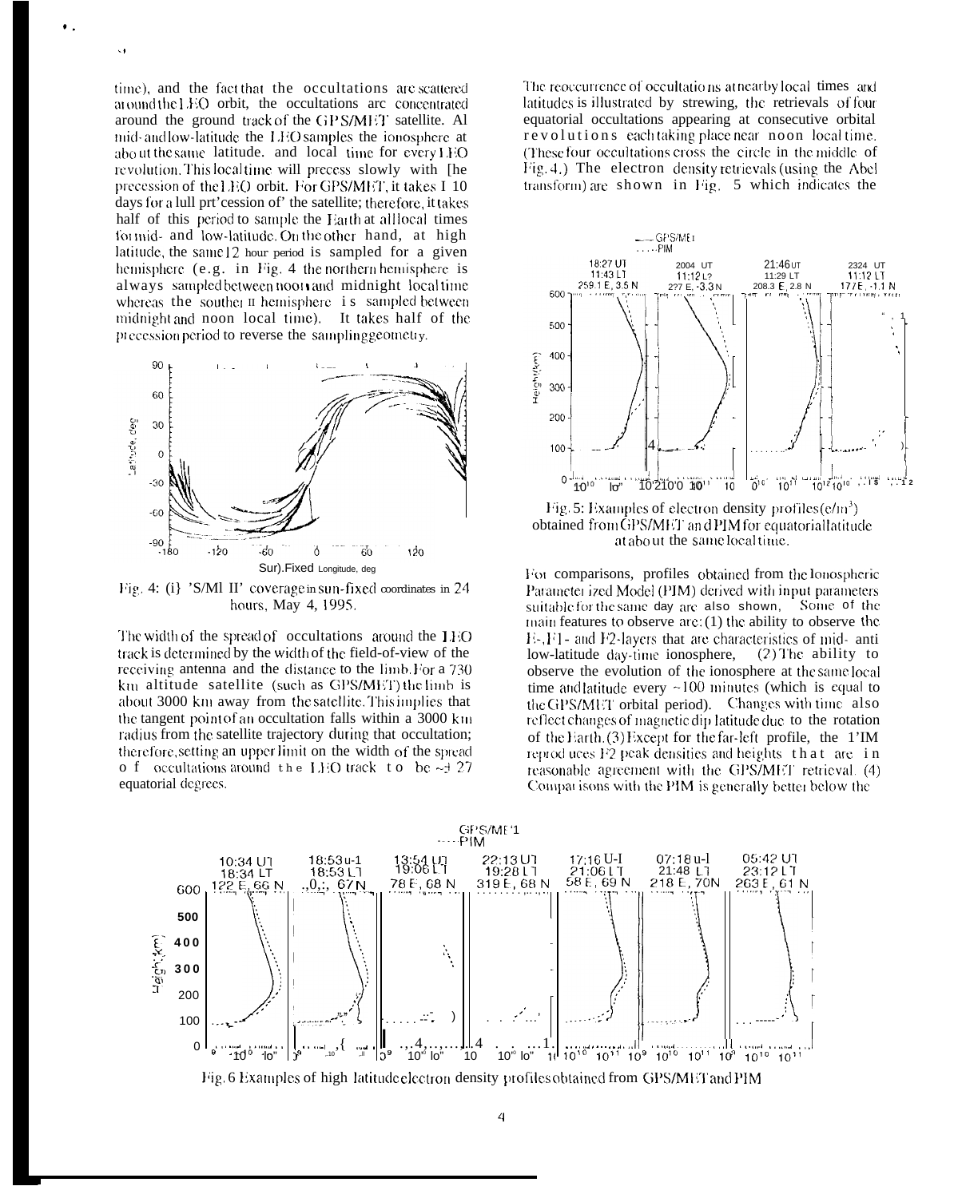time), and the fact that the occultations are scattered around the LEO orbit, the occultations are concentrated around the ground track of the GPS/MET satellite. At mid- and low-latitude the LEO samples the ionosphere at about the same latitude and local time for every LEO revolution. This local time will precess slowly with the precession of the LEO orbit. For GPS/MET, it takes 110 days for a full precession of the satellite; therefore, it takes half of this period to sample the Earth at all local times for mid- and low-latitude. On the other hand, at high latitude, the same 12 hour period is sampled for a given hemisphere (e.g. in Fig. 4 the northern hemisphere is always sampled between noon and midnight local time whereas the southern hemisphere is sampled between midnight and noon local time). It takes half of the precession period to reverse the sampling geometry.

Fig. 4: GPS/MET coverage in sun-fixed coordinates in 24 hours, May 4, 1995.

The width of the spread of occultations around the LEO track is determined by the width of the field-of-view of the receiving antenna and the distance to the limb. For a 730 km altitude satellite (such as GPS/MET) the limb is about 3000 km away from the satellite. This implies that the tangent point of an occultation falls within a 3000 km radius from the satellite trajectory during that occultation; therefore, setting an upper limit on the width of the spread of occultations around the LEO track to be ~± 27 equatorial degrees.

The reoccurrence of occultations at nearby local times and latitudes is illustrated by showing the retrievals of four equatorial occultations appearing at consecutive orbital revolutions each taking place near noon local time. (These four occultations cross the circle in the middle of Fig. 4.) The electron density retrievals (using the Abel transform) are shown in Fig. 5 which indicates the

Fig. 5: Examples of electron density profiles ($e/m^3$) obtained from GPS/MET and PIM for equatorial latitude at about the same local time.

For comparisons, profiles obtained from the Ionospheric Parameterized Model (PIM) derived with input parameters suitable for the same day are also shown. Some of the main features to observe are: (1) the ability to observe the E-, F1- and F2-layers that are characteristics of mid- and low-latitude day-time ionosphere, (2) The ability to observe the evolution of the ionosphere at the same local time and latitude every ~100 minutes (which is equal to the GPS/MET orbital period). Changes with time also reflect changes of magnetic dip latitude due to the rotation of the Earth. (3) Except for the far-left profile, the PIM reproduces F2 peak densities and heights that are in reasonable agreement with the GPS/MET retrieval. (4) Comparisons with the PIM is generally better below the

Fig. 6 Examples of high latitude electron density profiles obtained from GPS/MET and PIM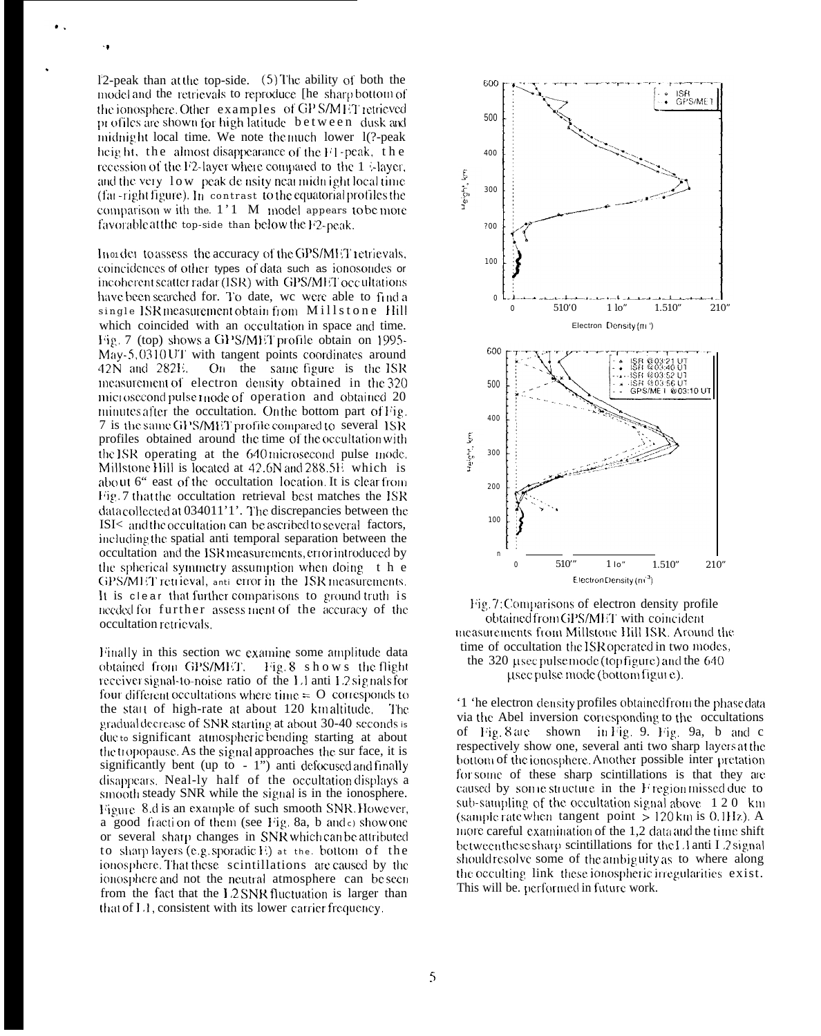F2-peak than at the top-side. (5) The ability of both the model and the retrievals to reproduce the sharp bottom of the ionosphere. Other examples of GPS/MET retrieved profiles are shown for high latitude between dusk and midnight local time. We note the much lower F2-peak height, the almost disappearance of the F1-peak, the recession of the F2-layer where compared to the 1 E-layer, and the very low peak density near midnight local time (far-right figure). In contrast to the equatorial profiles the comparison with the PIM model appears to be more favorable at the top-side than below the F2-peak.

In order to assess the accuracy of the GPS/MET retrievals, coincidences of other types of data such as ionosondes or incoherent scatter radar (ISR) with GPS/MET occultations have been searched for. To date, we were able to find a single ISR measurement obtain from Millstone Hill which coincided with an occultation in space and time. Fig. 7 (top) shows a GPS/MET profile obtain on 1995-May-5, 0310 UT with tangent points coordinates around 42N and 282E. On the same figure is the ISR measurement of electron density obtained in the 320 microsecond pulse mode of operation and obtained 20 minutes after the occultation. On the bottom part of Fig. 7 is the same GPS/MET profile compared to several ISR profiles obtained around the time of the occultation with the ISR operating at the 640 microsecond pulse mode. Millstone Hill is located at 42.6N and 288.5E which is about 6° east of the occultation location. It is clear from Fig. 7 that the occultation retrieval best matches the ISR data collected at 0340 UT. The discrepancies between the ISR and the occultation can be ascribed to several factors, including the spatial and temporal separation between the occultation and the ISR measurements, error introduced by the spherical symmetry assumption when doing the GPS/MET retrieval, and error in the ISR measurements. It is clear that further comparisons to ground truth is needed for further assessment of the accuracy of the occultation retrievals.

Finally in this section we examine some amplitude data obtained from GPS/MET. Fig. 8 shows the flight receiver signal-to-noise ratio of the L1 and L2 signals for four different occultations where time = 0 corresponds to the start of high-rate at about 120 km altitude. The gradual decrease of SNR starting at about 30-40 seconds is due to significant atmospheric bending starting at about the tropopause. As the signal approaches the surface, it is significantly bent (up to ~ 1°) and defocused and finally disappears. Nearly half of the occultation displays a smooth steady SNR while the signal is in the ionosphere. Figure 8.d is an example of such smooth SNR. However, a good fraction of them (see Fig. 8a, b and c) show one or several sharp changes in SNR which can be attributed to sharp layers (e.g. sporadic E) at the bottom of the ionosphere. That these scintillations are caused by the ionosphere and not the neutral atmosphere can be seen from the fact that the L2 SNR fluctuation is larger than that of L1, consistent with its lower carrier frequency.

Fig. 7: Comparisons of electron density profile obtained from GPS/MET with coincident measurements from Millstone Hill ISR. Around the time of occultation the ISR operated in two modes, the 320 μsec pulse mode (top figure) and the 640 μsec pulse mode (bottom figure).

The electron density profiles obtained from the phase data via the Abel inversion corresponding to the occultations of Fig. 8 are shown in Fig. 9. Fig. 9a, b and c respectively show one, several and two sharp layers at the bottom of the ionosphere. Another possible interpretation for some of these sharp scintillations is that they are caused by some structure in the F region missed due to sub-sampling of the occultation signal above 120 km (sample rate when tangent point > 120 km is 0.1 Hz). A more careful examination of the L2 data and the time shift between these sharp scintillations for the L1 and L2 signal should resolve some of the ambiguity as to where along the occulting link these ionospheric irregularities exist. This will be performed in future work.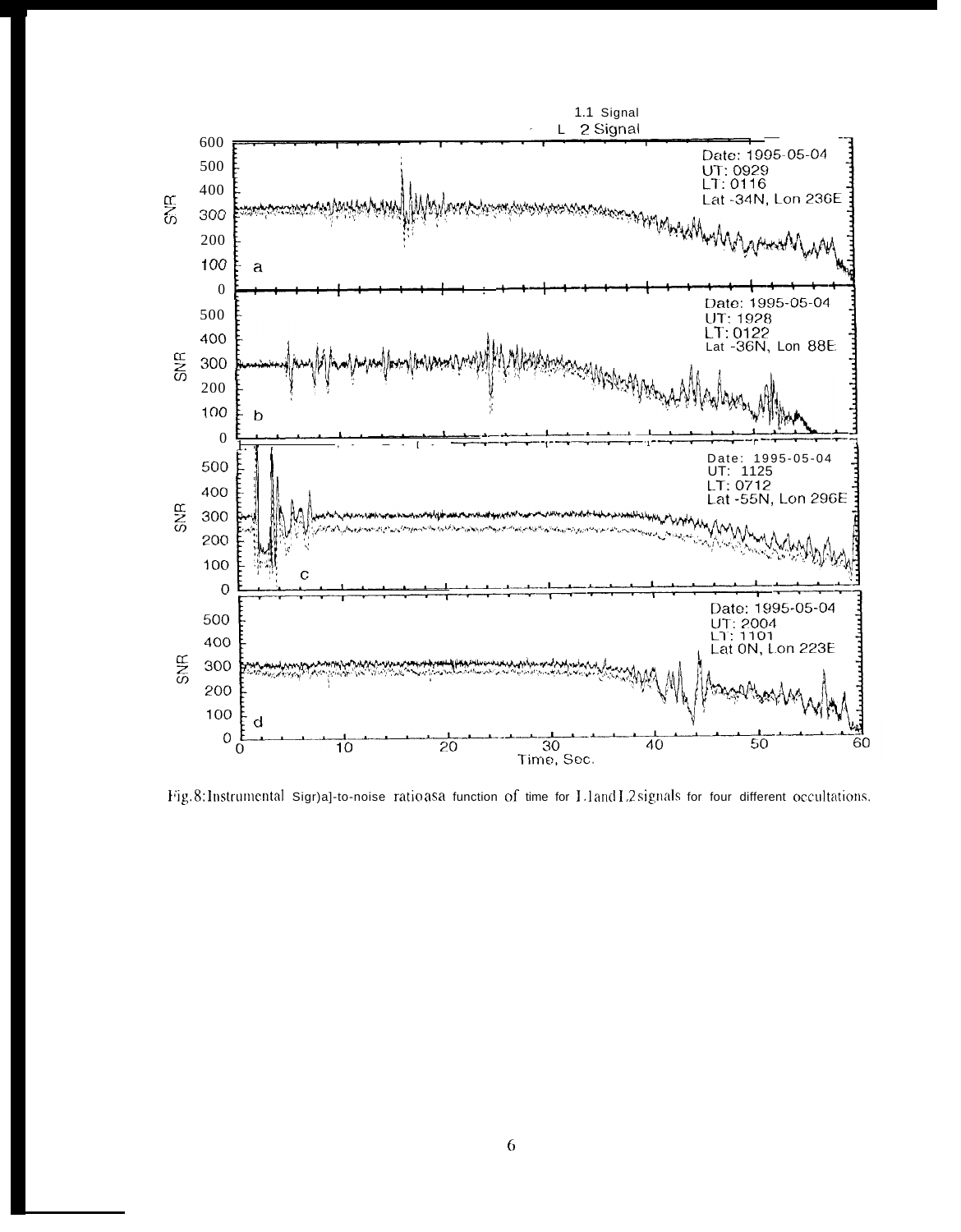Fig. 8: Instrumental Signal-to-noise ratio as a function of time for L1 and L2 signals for four different occultations.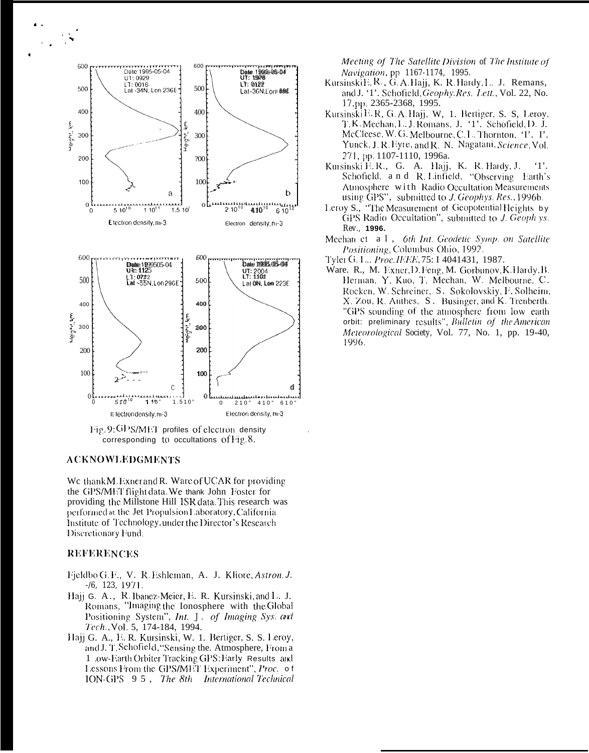Date 1995-05-04
UT: 0929
LT: 0016
Lat -34N, Lon 236E

a

Height, km

Electron density, m-3

Date 1995-05-04
UT: 1026
LT: 0122
Lat -36N, Lon 88E

b

Height, km

Electron density, m-3

Date 1995-05-04
UT: 1125
LT: 0712
Lat -55N, Lon 296E

c

Height, km

Electron density, m-3

Date 1995-05-04
UT: 2004
LT: 1101
Lat 0N, Lon 223E

d

Height, km

Electron density, m-3

Fig. 9: GPS/MET profiles of electron density corresponding to occultations of Fig. 8.

## ACKNOWLEDGMENTS

We thank M. Exner and R. Ware of UCAR for providing the GPS/MET flight data. We thank John Foster for providing the Millstone Hill ISR data. This research was performed at the Jet Propulsion Laboratory, California Institute of Technology, under the Director's Research Discretionary Fund.

## REFERENCES

Fjeldbo G. F., V. R. Eshleman, A. J. Kliore, *Astron. J.* 76, 123, 1971.

Hajj G. A., R. Ibanez-Meier, E. R. Kursinski, and L. J. Romans, "Imaging the Ionosphere with the Global Positioning System", *Int. J. of Imaging Sys. and Tech.*, Vol. 5, 174-184, 1994.

Hajj G. A., E. R. Kursinski, W. I. Bertiger, S. S. Leroy, and J. T. Schofield, "Sensing the Atmosphere From a Low-Earth Orbiter Tracking GPS: Early Results and Lessons From the GPS/MET Experiment", *Proc. of ION-GPS 95, The 8th International Technical Meeting of The Satellite Division of The Institute of Navigation*, pp 1167-1174, 1995.

Kursinski E. R., G. A. Hajj, K. R. Hardy, L. J. Remans, and J. T. Schofield, *Geophy. Res. Lett.*, Vol. 22, No. 17, pp. 2365-2368, 1995.

Kursinski E. R, G. A. Hajj, W. I. Bertiger, S. S. Leroy, T. K. Meehan, L. J. Romans, J. T. Schofield, D. J. McCleese, W. G. Melbourne, C. L. Thornton, T. P. Yunck, J. R. Eyre, and R. N. Nagatani, *Science*, Vol. 271, pp. 1107-1110, 1996a.

Kursinski E. R., G. A. Hajj, K. R. Hardy, J. T. Schofield, and R. Linfield, "Observing Earth's Atmosphere with Radio Occultation Measurements using GPS", submitted to *J. Geophys. Res.*, 1996b.

Leroy S., "The Measurement of Geopotential Heights by GPS Radio Occultation", submitted to *J. Geophys. Res.*, 1996.

Meehan et al, *6th Int. Geodetic Symp. on Satellite Positioning*, Columbus Ohio, 1992.

Tyler G. L., *Proc. IEEE*, 75: 1404-1431, 1987.

Ware. R., M. Exner, D. Feng, M. Gorbunov, K. Hardy, B. Herman, Y. Kuo, T. Meehan, W. Melbourne, C. Rocken, W. Schreiner, S. Sokolovskiy, F. Solheim, X. Zou, R. Anthes, S. Businger, and K. Trenberth. "GPS sounding of the atmosphere from low earth orbit: preliminary results", *Bulletin of the American Meteorological Society*, Vol. 77, No. 1, pp. 19-40, 1996.